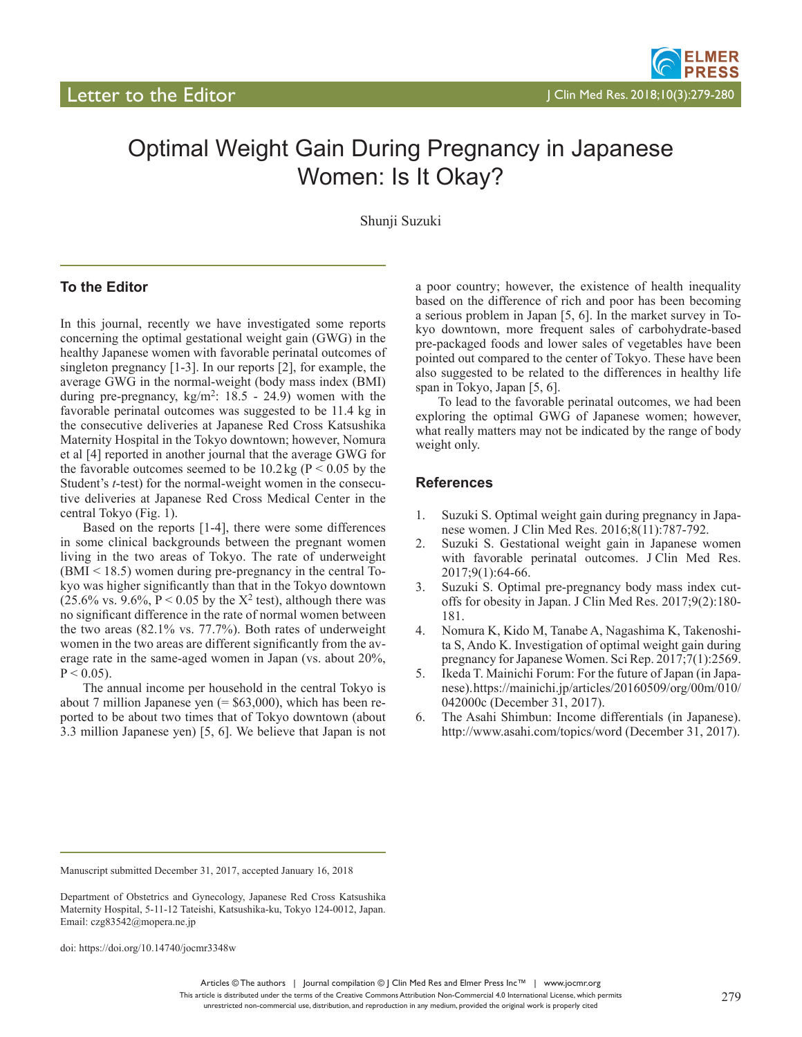Letter to the Editor

# Optimal Weight Gain During Pregnancy in Japanese Women: Is It Okay?

Shunji Suzuki

## To the Editor

In this journal, recently we have investigated some reports concerning the optimal gestational weight gain (GWG) in the healthy Japanese women with favorable perinatal outcomes of singleton pregnancy [1-3]. In our reports [2], for example, the average GWG in the normal-weight (body mass index (BMI) during pre-pregnancy, kg/m$^2$: 18.5 - 24.9) women with the favorable perinatal outcomes was suggested to be 11.4 kg in the consecutive deliveries at Japanese Red Cross Katsushika Maternity Hospital in the Tokyo downtown; however, Nomura et al [4] reported in another journal that the average GWG for the favorable outcomes seemed to be 10.2 kg ($P < 0.05$ by the Student's *t*-test) for the normal-weight women in the consecutive deliveries at Japanese Red Cross Medical Center in the central Tokyo (Fig. 1).

Based on the reports [1-4], there were some differences in some clinical backgrounds between the pregnant women living in the two areas of Tokyo. The rate of underweight (BMI < 18.5) women during pre-pregnancy in the central Tokyo was higher significantly than that in the Tokyo downtown (25.6% vs. 9.6%, $P < 0.05$ by the $X^2$ test), although there was no significant difference in the rate of normal women between the two areas (82.1% vs. 77.7%). Both rates of underweight women in the two areas are different significantly from the average rate in the same-aged women in Japan (vs. about 20%, $P < 0.05$).

The annual income per household in the central Tokyo is about 7 million Japanese yen (= $63,000), which has been reported to be about two times that of Tokyo downtown (about 3.3 million Japanese yen) [5, 6]. We believe that Japan is not a poor country; however, the existence of health inequality based on the difference of rich and poor has been becoming a serious problem in Japan [5, 6]. In the market survey in Tokyo downtown, more frequent sales of carbohydrate-based pre-packaged foods and lower sales of vegetables have been pointed out compared to the center of Tokyo. These have been also suggested to be related to the differences in healthy life span in Tokyo, Japan [5, 6].

To lead to the favorable perinatal outcomes, we had been exploring the optimal GWG of Japanese women; however, what really matters may not be indicated by the range of body weight only.

## References

1. Suzuki S. Optimal weight gain during pregnancy in Japanese women. J Clin Med Res. 2016;8(11):787-792.
2. Suzuki S. Gestational weight gain in Japanese women with favorable perinatal outcomes. J Clin Med Res. 2017;9(1):64-66.
3. Suzuki S. Optimal pre-pregnancy body mass index cutoffs for obesity in Japan. J Clin Med Res. 2017;9(2):180-181.
4. Nomura K, Kido M, Tanabe A, Nagashima K, Takenoshita S, Ando K. Investigation of optimal weight gain during pregnancy for Japanese Women. Sci Rep. 2017;7(1):2569.
5. Ikeda T. Mainichi Forum: For the future of Japan (in Japanese). https://mainichi.jp/articles/20160509/org/00m/010/042000c (December 31, 2017).
6. The Asahi Shimbun: Income differentials (in Japanese). http://www.asahi.com/topics/word (December 31, 2017).

Manuscript submitted December 31, 2017, accepted January 16, 2018

Department of Obstetrics and Gynecology, Japanese Red Cross Katsushika Maternity Hospital, 5-11-12 Tateishi, Katsushika-ku, Tokyo 124-0012, Japan. Email: czg83542@mopera.ne.jp

doi: https://doi.org/10.14740/jocmr3348w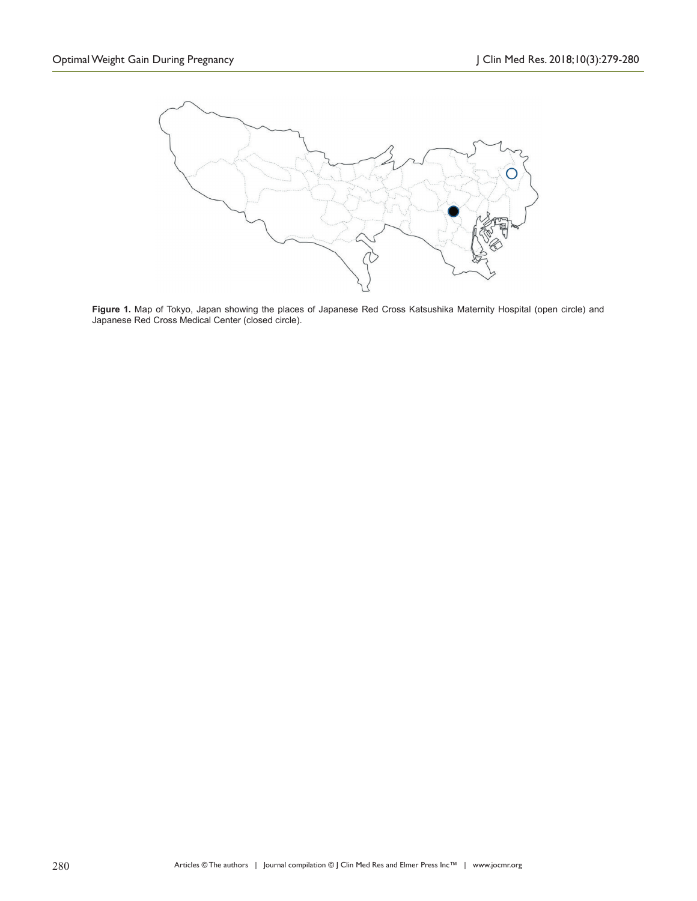**Figure 1.** Map of Tokyo, Japan showing the places of Japanese Red Cross Katsushika Maternity Hospital (open circle) and Japanese Red Cross Medical Center (closed circle).